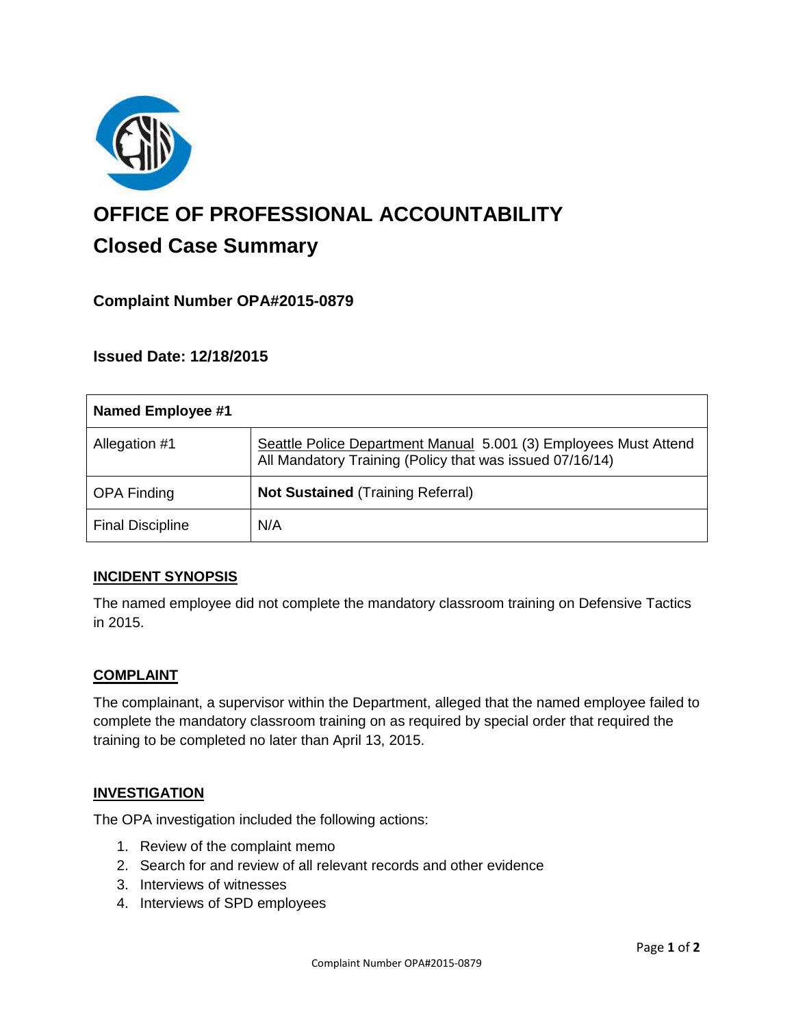# OFFICE OF PROFESSIONAL ACCOUNTABILITY

## Closed Case Summary

### Complaint Number OPA#2015-0879

### Issued Date: 12/18/2015

| Named Employee #1 | |
|---|---|
| Allegation #1 | Seattle Police Department Manual 5.001 (3) Employees Must Attend All Mandatory Training (Policy that was issued 07/16/14) |
| OPA Finding | **Not Sustained** (Training Referral) |
| Final Discipline | N/A |

#### INCIDENT SYNOPSIS

The named employee did not complete the mandatory classroom training on Defensive Tactics in 2015.

#### COMPLAINT

The complainant, a supervisor within the Department, alleged that the named employee failed to complete the mandatory classroom training on as required by special order that required the training to be completed no later than April 13, 2015.

#### INVESTIGATION

The OPA investigation included the following actions:

1. Review of the complaint memo
2. Search for and review of all relevant records and other evidence
3. Interviews of witnesses
4. Interviews of SPD employees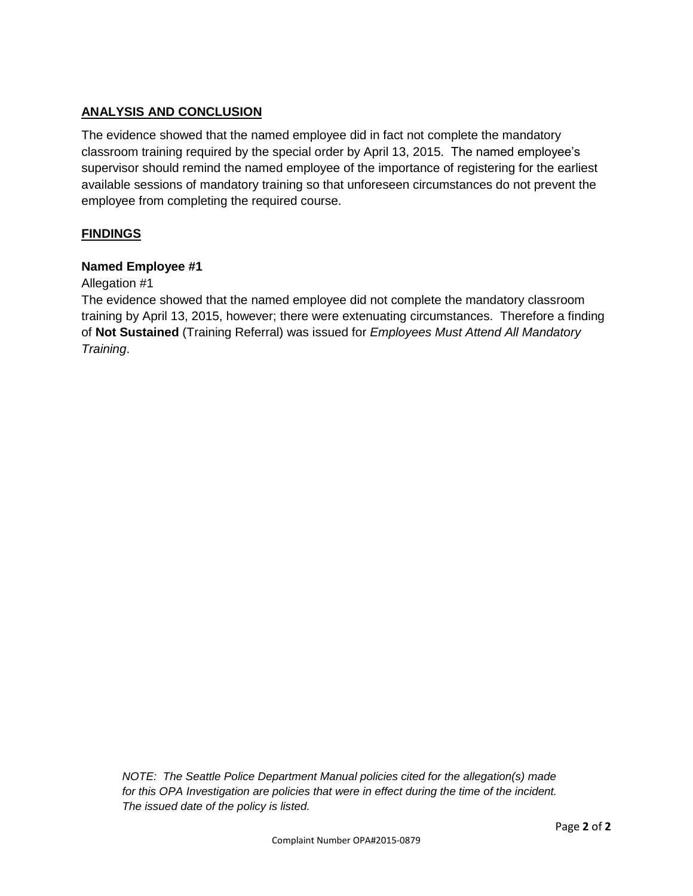## ANALYSIS AND CONCLUSION

The evidence showed that the named employee did in fact not complete the mandatory classroom training required by the special order by April 13, 2015. The named employee's supervisor should remind the named employee of the importance of registering for the earliest available sessions of mandatory training so that unforeseen circumstances do not prevent the employee from completing the required course.

## FINDINGS

**Named Employee #1**

Allegation #1

The evidence showed that the named employee did not complete the mandatory classroom training by April 13, 2015, however; there were extenuating circumstances. Therefore a finding of **Not Sustained** (Training Referral) was issued for *Employees Must Attend All Mandatory Training*.

*NOTE: The Seattle Police Department Manual policies cited for the allegation(s) made for this OPA Investigation are policies that were in effect during the time of the incident. The issued date of the policy is listed.*

Complaint Number OPA#2015-0879